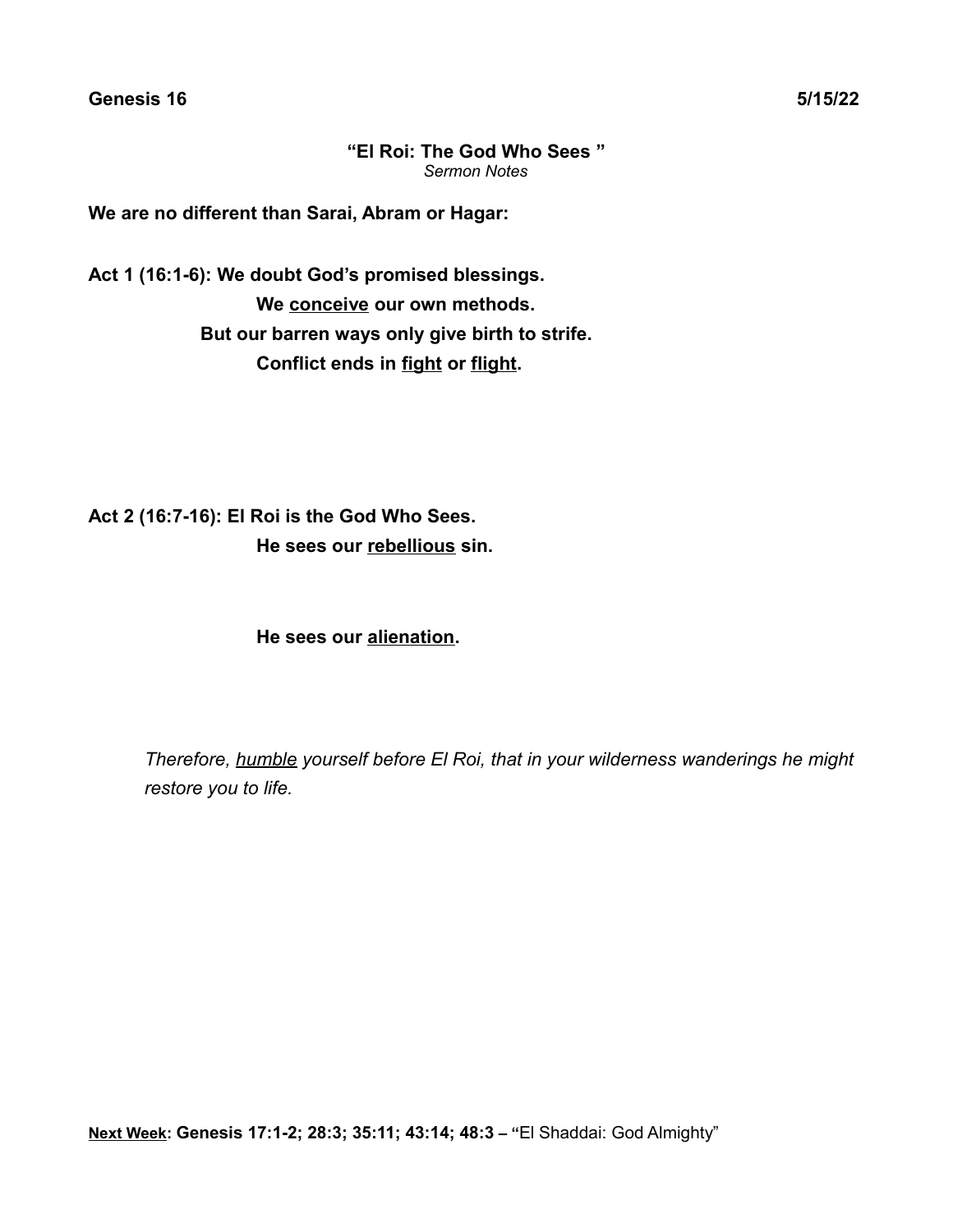**Genesis 16** **5/15/22**

## "El Roi: The God Who Sees "

*Sermon Notes*

**We are no different than Sarai, Abram or Hagar:**

**Act 1 (16:1-6): We doubt God's promised blessings.**

**We <u>conceive</u> our own methods.**

**But our barren ways only give birth to strife.**

**Conflict ends in <u>fight</u> or <u>flight</u>.**

**Act 2 (16:7-16): El Roi is the God Who Sees.**

**He sees our <u>rebellious</u> sin.**

**He sees our <u>alienation</u>.**

*Therefore, <u>humble</u> yourself before El Roi, that in your wilderness wanderings he might restore you to life.*

**<u>Next Week</u>: Genesis 17:1-2; 28:3; 35:11; 43:14; 48:3 – "**El Shaddai: God Almighty"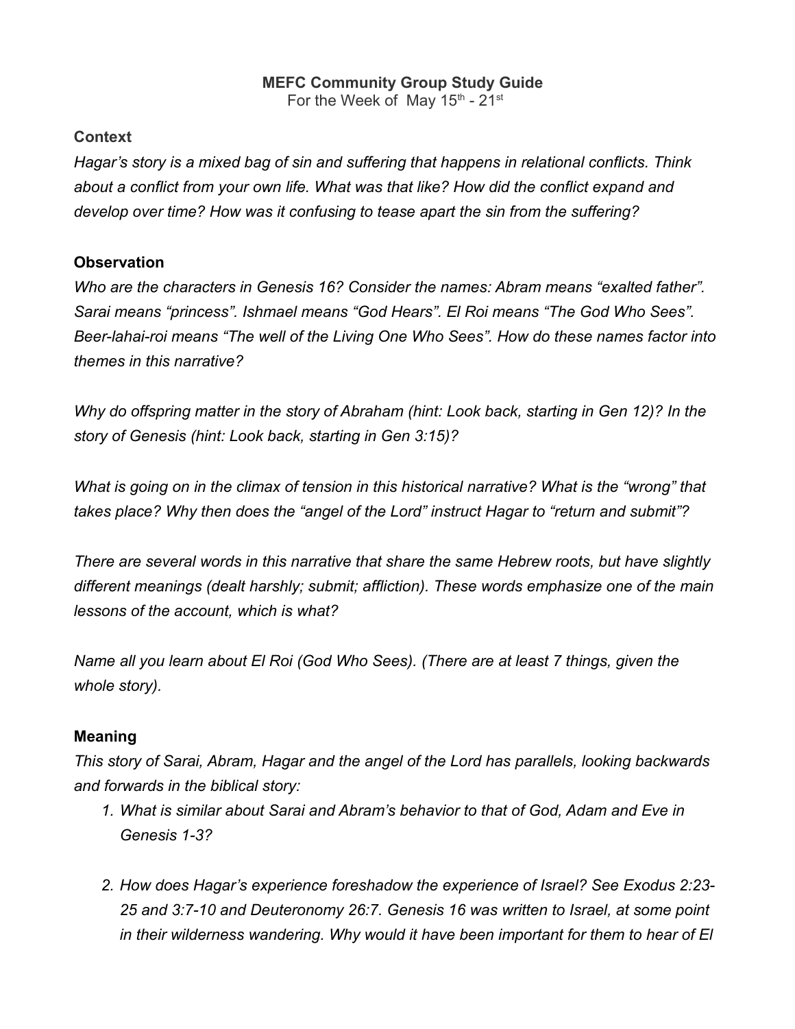**MEFC Community Group Study Guide**
For the Week of May 15th - 21st

### Context

*Hagar's story is a mixed bag of sin and suffering that happens in relational conflicts. Think about a conflict from your own life. What was that like? How did the conflict expand and develop over time? How was it confusing to tease apart the sin from the suffering?*

### Observation

*Who are the characters in Genesis 16? Consider the names: Abram means "exalted father". Sarai means "princess". Ishmael means "God Hears". El Roi means "The God Who Sees". Beer-lahai-roi means "The well of the Living One Who Sees". How do these names factor into themes in this narrative?*

*Why do offspring matter in the story of Abraham (hint: Look back, starting in Gen 12)? In the story of Genesis (hint: Look back, starting in Gen 3:15)?*

*What is going on in the climax of tension in this historical narrative? What is the "wrong" that takes place? Why then does the "angel of the Lord" instruct Hagar to "return and submit"?*

*There are several words in this narrative that share the same Hebrew roots, but have slightly different meanings (dealt harshly; submit; affliction). These words emphasize one of the main lessons of the account, which is what?*

*Name all you learn about El Roi (God Who Sees). (There are at least 7 things, given the whole story).*

### Meaning

*This story of Sarai, Abram, Hagar and the angel of the Lord has parallels, looking backwards and forwards in the biblical story:*

1. *What is similar about Sarai and Abram's behavior to that of God, Adam and Eve in Genesis 1-3?*

2. *How does Hagar's experience foreshadow the experience of Israel? See Exodus 2:23-25 and 3:7-10 and Deuteronomy 26:7. Genesis 16 was written to Israel, at some point in their wilderness wandering. Why would it have been important for them to hear of El*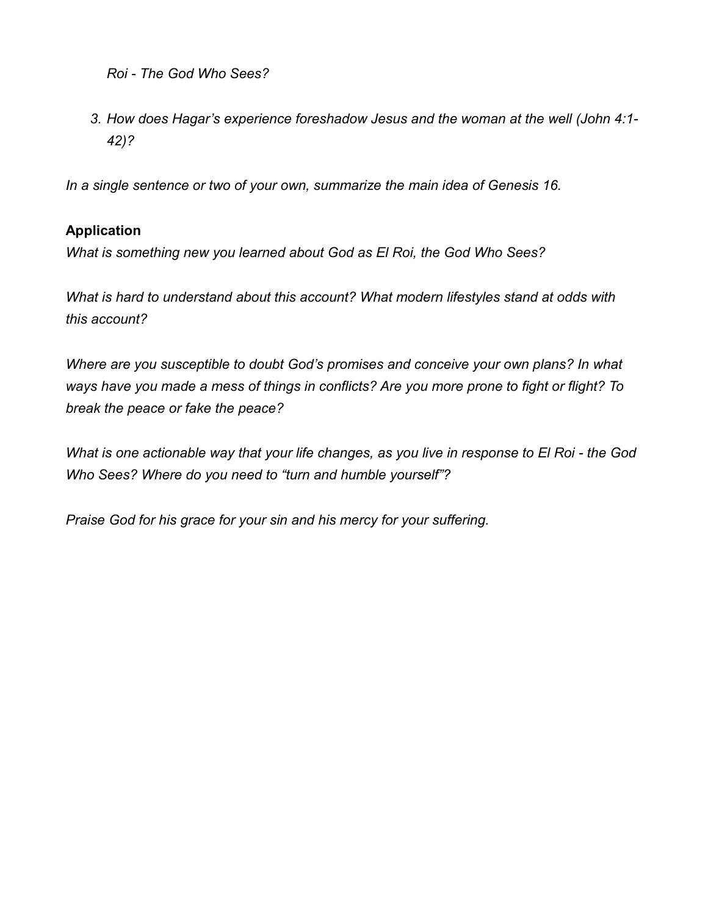*Roi - The God Who Sees?*

3. *How does Hagar's experience foreshadow Jesus and the woman at the well (John 4:1-42)?*

*In a single sentence or two of your own, summarize the main idea of Genesis 16.*

**Application**

*What is something new you learned about God as El Roi, the God Who Sees?*

*What is hard to understand about this account? What modern lifestyles stand at odds with this account?*

*Where are you susceptible to doubt God's promises and conceive your own plans? In what ways have you made a mess of things in conflicts? Are you more prone to fight or flight? To break the peace or fake the peace?*

*What is one actionable way that your life changes, as you live in response to El Roi - the God Who Sees? Where do you need to "turn and humble yourself"?*

*Praise God for his grace for your sin and his mercy for your suffering.*